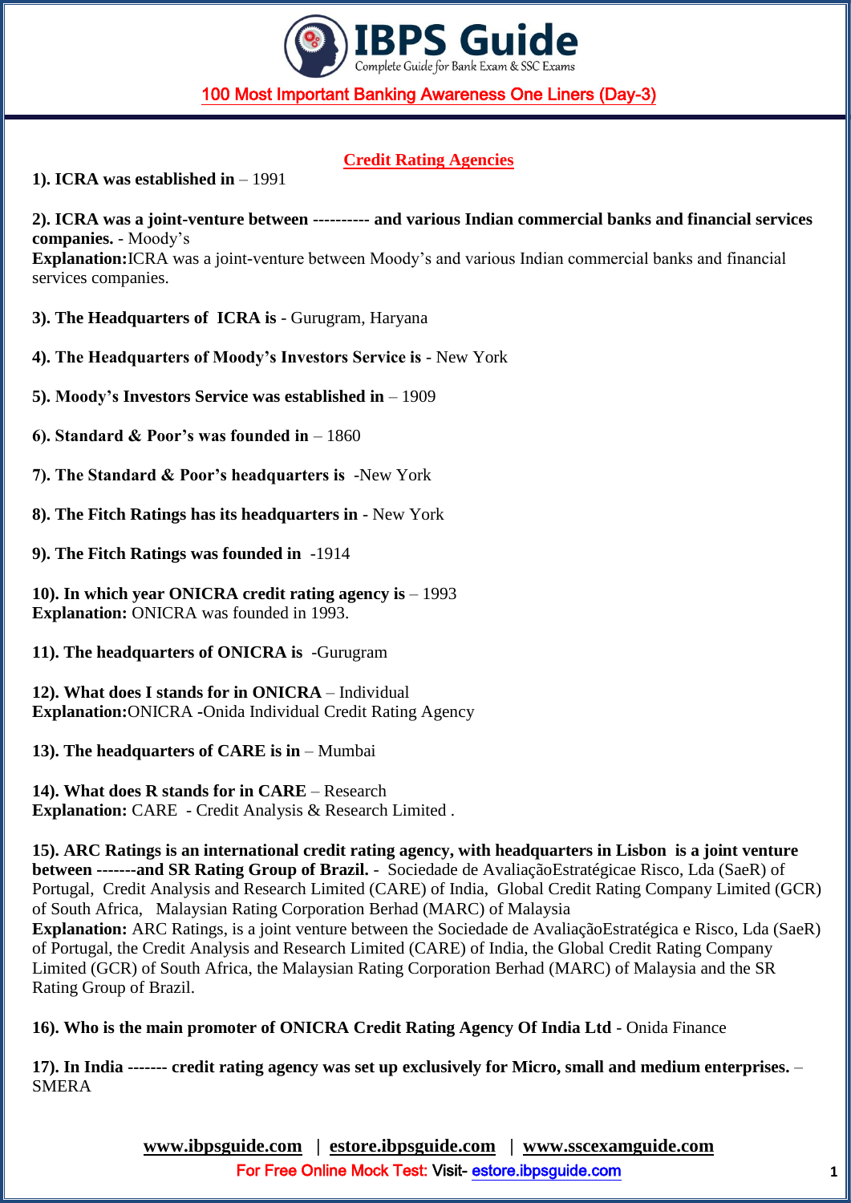## 100 Most Important Banking Awareness One Liners (Day-3)

### Credit Rating Agencies

**1). ICRA was established in** – 1991

**2). ICRA was a joint-venture between ---------- and various Indian commercial banks and financial services companies.** - Moody's
**Explanation:**ICRA was a joint-venture between Moody's and various Indian commercial banks and financial services companies.

**3). The Headquarters of ICRA is** - Gurugram, Haryana

**4). The Headquarters of Moody's Investors Service is** - New York

**5). Moody's Investors Service was established in** – 1909

**6). Standard & Poor's was founded in** – 1860

**7). The Standard & Poor's headquarters is** -New York

**8). The Fitch Ratings has its headquarters in** - New York

**9). The Fitch Ratings was founded in** -1914

**10). In which year ONICRA credit rating agency is** – 1993
**Explanation:** ONICRA was founded in 1993.

**11). The headquarters of ONICRA is** -Gurugram

**12). What does I stands for in ONICRA** – Individual
**Explanation:**ONICRA -Onida Individual Credit Rating Agency

**13). The headquarters of CARE is in** – Mumbai

**14). What does R stands for in CARE** – Research
**Explanation:** CARE - Credit Analysis & Research Limited .

**15). ARC Ratings is an international credit rating agency, with headquarters in Lisbon is a joint venture between -------and SR Rating Group of Brazil.** - Sociedade de AvaliaçãoEstratégicae Risco, Lda (SaeR) of Portugal, Credit Analysis and Research Limited (CARE) of India, Global Credit Rating Company Limited (GCR) of South Africa, Malaysian Rating Corporation Berhad (MARC) of Malaysia
**Explanation:** ARC Ratings, is a joint venture between the Sociedade de AvaliaçãoEstratégica e Risco, Lda (SaeR) of Portugal, the Credit Analysis and Research Limited (CARE) of India, the Global Credit Rating Company Limited (GCR) of South Africa, the Malaysian Rating Corporation Berhad (MARC) of Malaysia and the SR Rating Group of Brazil.

**16). Who is the main promoter of ONICRA Credit Rating Agency Of India Ltd** - Onida Finance

**17). In India ------- credit rating agency was set up exclusively for Micro, small and medium enterprises.** – SMERA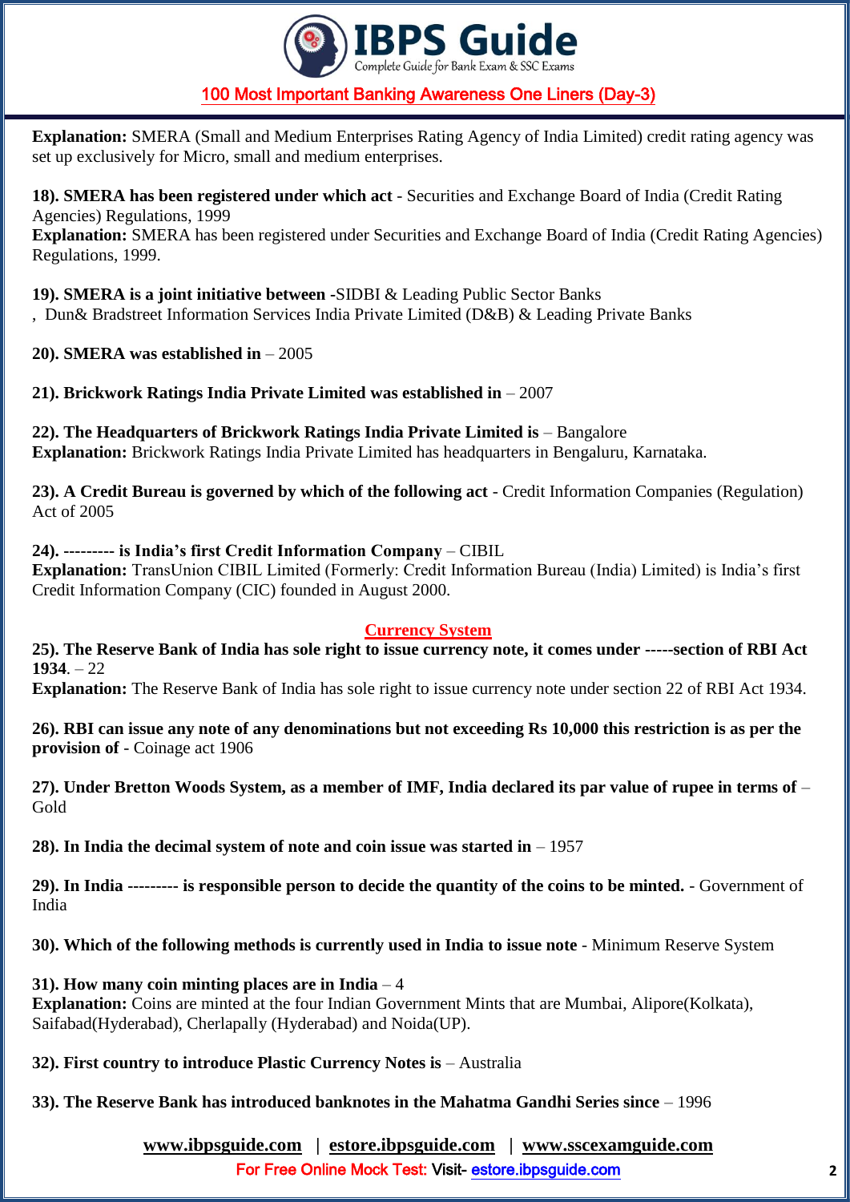**Explanation:** SMERA (Small and Medium Enterprises Rating Agency of India Limited) credit rating agency was set up exclusively for Micro, small and medium enterprises.

**18). SMERA has been registered under which act** - Securities and Exchange Board of India (Credit Rating Agencies) Regulations, 1999
**Explanation:** SMERA has been registered under Securities and Exchange Board of India (Credit Rating Agencies) Regulations, 1999.

**19). SMERA is a joint initiative between -**SIDBI & Leading Public Sector Banks
, Dun& Bradstreet Information Services India Private Limited (D&B) & Leading Private Banks

**20). SMERA was established in** – 2005

**21). Brickwork Ratings India Private Limited was established in** – 2007

**22). The Headquarters of Brickwork Ratings India Private Limited is** – Bangalore
**Explanation:** Brickwork Ratings India Private Limited has headquarters in Bengaluru, Karnataka.

**23). A Credit Bureau is governed by which of the following act** - Credit Information Companies (Regulation) Act of 2005

**24). --------- is India's first Credit Information Company** – CIBIL
**Explanation:** TransUnion CIBIL Limited (Formerly: Credit Information Bureau (India) Limited) is India's first Credit Information Company (CIC) founded in August 2000.

## Currency System

**25). The Reserve Bank of India has sole right to issue currency note, it comes under -----section of RBI Act 1934**. – 22
**Explanation:** The Reserve Bank of India has sole right to issue currency note under section 22 of RBI Act 1934.

**26). RBI can issue any note of any denominations but not exceeding Rs 10,000 this restriction is as per the provision of** - Coinage act 1906

**27). Under Bretton Woods System, as a member of IMF, India declared its par value of rupee in terms of** – Gold

**28). In India the decimal system of note and coin issue was started in** – 1957

**29). In India --------- is responsible person to decide the quantity of the coins to be minted.** - Government of India

**30). Which of the following methods is currently used in India to issue note** - Minimum Reserve System

**31). How many coin minting places are in India** – 4
**Explanation:** Coins are minted at the four Indian Government Mints that are Mumbai, Alipore(Kolkata), Saifabad(Hyderabad), Cherlapally (Hyderabad) and Noida(UP).

**32). First country to introduce Plastic Currency Notes is** – Australia

**33). The Reserve Bank has introduced banknotes in the Mahatma Gandhi Series since** – 1996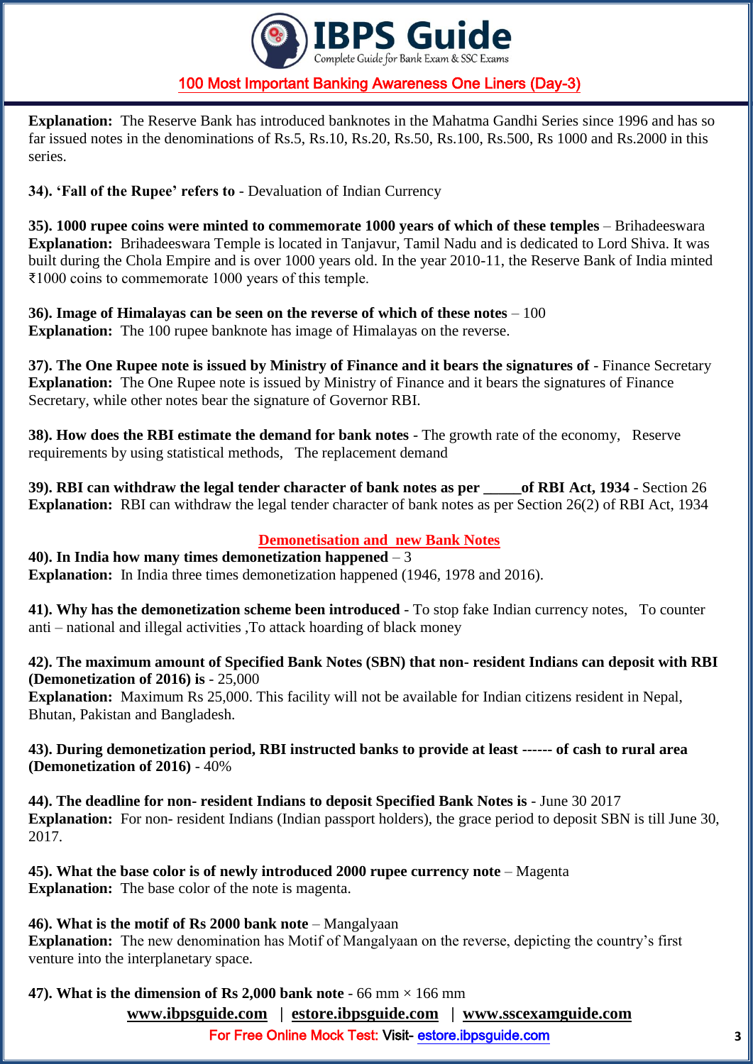**Explanation:** The Reserve Bank has introduced banknotes in the Mahatma Gandhi Series since 1996 and has so far issued notes in the denominations of Rs.5, Rs.10, Rs.20, Rs.50, Rs.100, Rs.500, Rs 1000 and Rs.2000 in this series.

**34). 'Fall of the Rupee' refers to** - Devaluation of Indian Currency

**35). 1000 rupee coins were minted to commemorate 1000 years of which of these temples** – Brihadeeswara
**Explanation:** Brihadeeswara Temple is located in Tanjavur, Tamil Nadu and is dedicated to Lord Shiva. It was built during the Chola Empire and is over 1000 years old. In the year 2010-11, the Reserve Bank of India minted ₹1000 coins to commemorate 1000 years of this temple.

**36). Image of Himalayas can be seen on the reverse of which of these notes** – 100
**Explanation:** The 100 rupee banknote has image of Himalayas on the reverse.

**37). The One Rupee note is issued by Ministry of Finance and it bears the signatures of** - Finance Secretary
**Explanation:** The One Rupee note is issued by Ministry of Finance and it bears the signatures of Finance Secretary, while other notes bear the signature of Governor RBI.

**38). How does the RBI estimate the demand for bank notes** - The growth rate of the economy, Reserve requirements by using statistical methods, The replacement demand

**39). RBI can withdraw the legal tender character of bank notes as per _____of RBI Act, 1934** - Section 26
**Explanation:** RBI can withdraw the legal tender character of bank notes as per Section 26(2) of RBI Act, 1934

## Demonetisation and new Bank Notes

**40). In India how many times demonetization happened** – 3
**Explanation:** In India three times demonetization happened (1946, 1978 and 2016).

**41). Why has the demonetization scheme been introduced** - To stop fake Indian currency notes, To counter anti – national and illegal activities ,To attack hoarding of black money

**42). The maximum amount of Specified Bank Notes (SBN) that non- resident Indians can deposit with RBI (Demonetization of 2016) is** - 25,000
**Explanation:** Maximum Rs 25,000. This facility will not be available for Indian citizens resident in Nepal, Bhutan, Pakistan and Bangladesh.

**43). During demonetization period, RBI instructed banks to provide at least ------ of cash to rural area (Demonetization of 2016)** - 40%

**44). The deadline for non- resident Indians to deposit Specified Bank Notes is** - June 30 2017
**Explanation:** For non- resident Indians (Indian passport holders), the grace period to deposit SBN is till June 30, 2017.

**45). What the base color is of newly introduced 2000 rupee currency note** – Magenta
**Explanation:** The base color of the note is magenta.

**46). What is the motif of Rs 2000 bank note** – Mangalyaan
**Explanation:** The new denomination has Motif of Mangalyaan on the reverse, depicting the country's first venture into the interplanetary space.

**47). What is the dimension of Rs 2,000 bank note** - 66 mm × 166 mm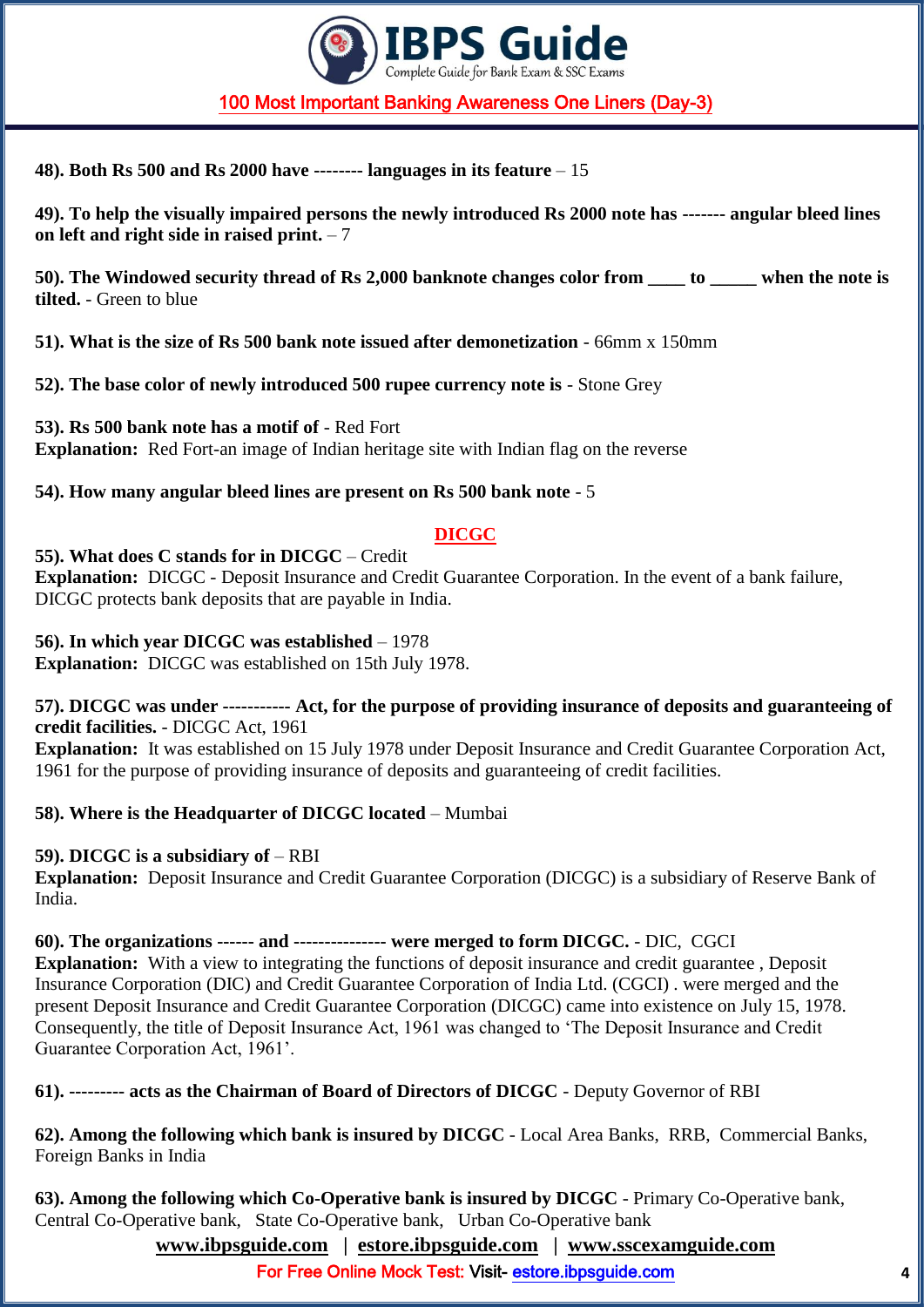**48). Both Rs 500 and Rs 2000 have -------- languages in its feature** – 15

**49). To help the visually impaired persons the newly introduced Rs 2000 note has ------- angular bleed lines on left and right side in raised print.** – 7

**50). The Windowed security thread of Rs 2,000 banknote changes color from ____ to _____ when the note is tilted.** - Green to blue

**51). What is the size of Rs 500 bank note issued after demonetization** - 66mm x 150mm

**52). The base color of newly introduced 500 rupee currency note is** - Stone Grey

**53). Rs 500 bank note has a motif of** - Red Fort
**Explanation:** Red Fort-an image of Indian heritage site with Indian flag on the reverse

**54). How many angular bleed lines are present on Rs 500 bank note** - 5

## DICGC

**55). What does C stands for in DICGC** – Credit
**Explanation:** DICGC - Deposit Insurance and Credit Guarantee Corporation. In the event of a bank failure, DICGC protects bank deposits that are payable in India.

**56). In which year DICGC was established** – 1978
**Explanation:** DICGC was established on 15th July 1978.

**57). DICGC was under ----------- Act, for the purpose of providing insurance of deposits and guaranteeing of credit facilities.** - DICGC Act, 1961
**Explanation:** It was established on 15 July 1978 under Deposit Insurance and Credit Guarantee Corporation Act, 1961 for the purpose of providing insurance of deposits and guaranteeing of credit facilities.

**58). Where is the Headquarter of DICGC located** – Mumbai

**59). DICGC is a subsidiary of** – RBI
**Explanation:** Deposit Insurance and Credit Guarantee Corporation (DICGC) is a subsidiary of Reserve Bank of India.

**60). The organizations ------ and -------------- were merged to form DICGC.** - DIC, CGCI
**Explanation:** With a view to integrating the functions of deposit insurance and credit guarantee , Deposit Insurance Corporation (DIC) and Credit Guarantee Corporation of India Ltd. (CGCI) . were merged and the present Deposit Insurance and Credit Guarantee Corporation (DICGC) came into existence on July 15, 1978. Consequently, the title of Deposit Insurance Act, 1961 was changed to 'The Deposit Insurance and Credit Guarantee Corporation Act, 1961'.

**61). --------- acts as the Chairman of Board of Directors of DICGC** - Deputy Governor of RBI

**62). Among the following which bank is insured by DICGC** - Local Area Banks, RRB, Commercial Banks, Foreign Banks in India

**63). Among the following which Co-Operative bank is insured by DICGC** - Primary Co-Operative bank, Central Co-Operative bank, State Co-Operative bank, Urban Co-Operative bank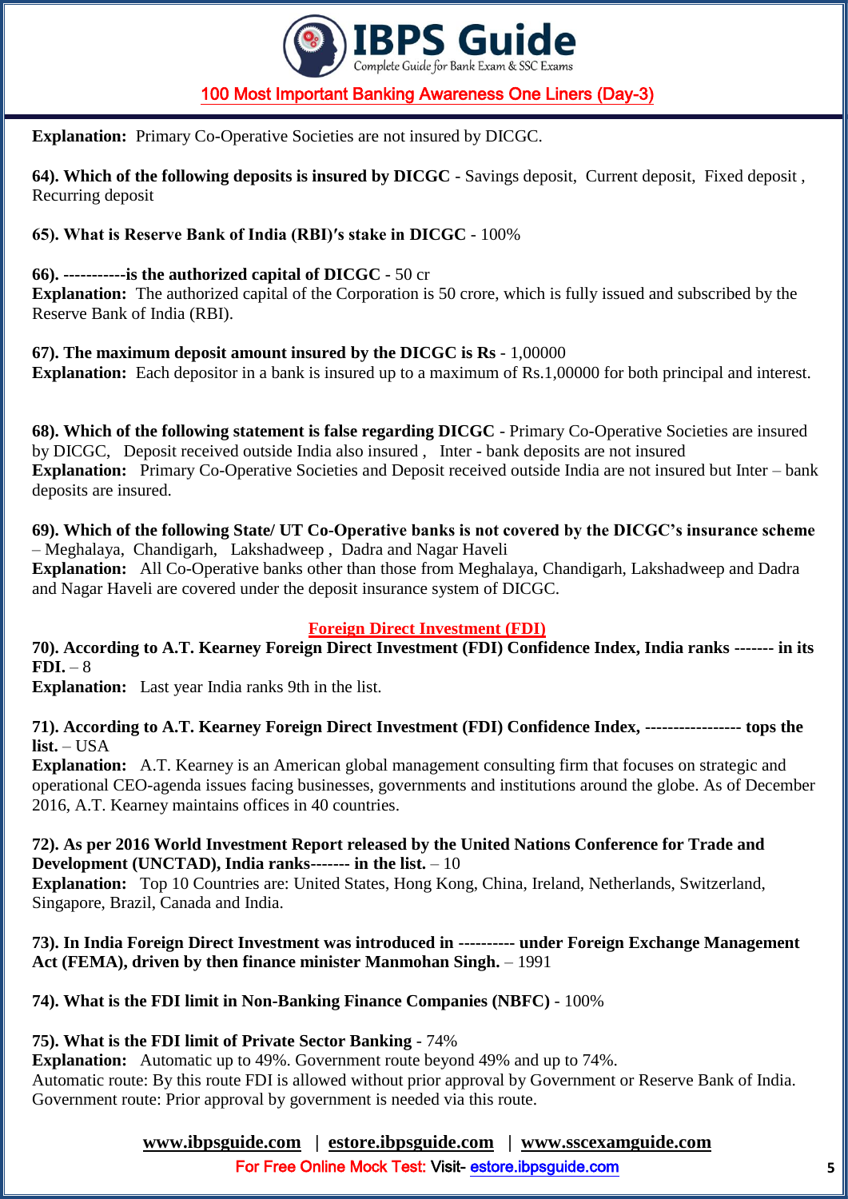**Explanation:** Primary Co-Operative Societies are not insured by DICGC.

**64). Which of the following deposits is insured by DICGC** - Savings deposit, Current deposit, Fixed deposit , Recurring deposit

**65). What is Reserve Bank of India (RBI)′s stake in DICGC** - 100%

**66). -----------is the authorized capital of DICGC** - 50 cr
**Explanation:** The authorized capital of the Corporation is 50 crore, which is fully issued and subscribed by the Reserve Bank of India (RBI).

**67). The maximum deposit amount insured by the DICGC is Rs** - 1,00000
**Explanation:** Each depositor in a bank is insured up to a maximum of Rs.1,00000 for both principal and interest.

**68). Which of the following statement is false regarding DICGC** - Primary Co-Operative Societies are insured by DICGC, Deposit received outside India also insured , Inter - bank deposits are not insured
**Explanation:** Primary Co-Operative Societies and Deposit received outside India are not insured but Inter – bank deposits are insured.

**69). Which of the following State/ UT Co-Operative banks is not covered by the DICGC's insurance scheme** – Meghalaya, Chandigarh, Lakshadweep , Dadra and Nagar Haveli
**Explanation:** All Co-Operative banks other than those from Meghalaya, Chandigarh, Lakshadweep and Dadra and Nagar Haveli are covered under the deposit insurance system of DICGC.

## Foreign Direct Investment (FDI)

**70). According to A.T. Kearney Foreign Direct Investment (FDI) Confidence Index, India ranks ------- in its FDI.** – 8
**Explanation:** Last year India ranks 9th in the list.

**71). According to A.T. Kearney Foreign Direct Investment (FDI) Confidence Index, ---------------- tops the list.** – USA
**Explanation:** A.T. Kearney is an American global management consulting firm that focuses on strategic and operational CEO-agenda issues facing businesses, governments and institutions around the globe. As of December 2016, A.T. Kearney maintains offices in 40 countries.

**72). As per 2016 World Investment Report released by the United Nations Conference for Trade and Development (UNCTAD), India ranks------- in the list.** – 10
**Explanation:** Top 10 Countries are: United States, Hong Kong, China, Ireland, Netherlands, Switzerland, Singapore, Brazil, Canada and India.

**73). In India Foreign Direct Investment was introduced in ---------- under Foreign Exchange Management Act (FEMA), driven by then finance minister Manmohan Singh.** – 1991

**74). What is the FDI limit in Non-Banking Finance Companies (NBFC)** - 100%

**75). What is the FDI limit of Private Sector Banking** - 74%
**Explanation:** Automatic up to 49%. Government route beyond 49% and up to 74%.
Automatic route: By this route FDI is allowed without prior approval by Government or Reserve Bank of India.
Government route: Prior approval by government is needed via this route.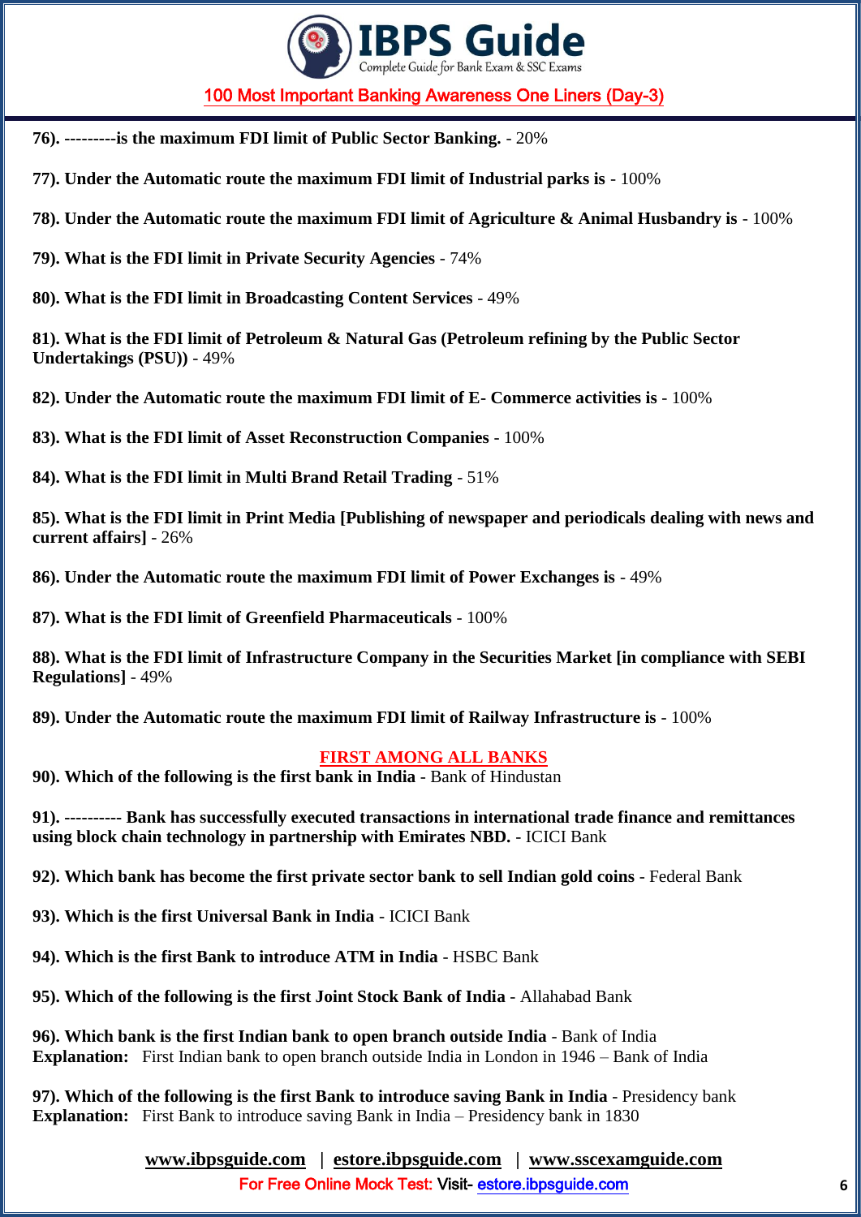**76). ---------is the maximum FDI limit of Public Sector Banking.** - 20%

**77). Under the Automatic route the maximum FDI limit of Industrial parks is** - 100%

**78). Under the Automatic route the maximum FDI limit of Agriculture & Animal Husbandry is** - 100%

**79). What is the FDI limit in Private Security Agencies** - 74%

**80). What is the FDI limit in Broadcasting Content Services** - 49%

**81). What is the FDI limit of Petroleum & Natural Gas (Petroleum refining by the Public Sector Undertakings (PSU))** - 49%

**82). Under the Automatic route the maximum FDI limit of E- Commerce activities is** - 100%

**83). What is the FDI limit of Asset Reconstruction Companies** - 100%

**84). What is the FDI limit in Multi Brand Retail Trading** - 51%

**85). What is the FDI limit in Print Media [Publishing of newspaper and periodicals dealing with news and current affairs]** - 26%

**86). Under the Automatic route the maximum FDI limit of Power Exchanges is** - 49%

**87). What is the FDI limit of Greenfield Pharmaceuticals** - 100%

**88). What is the FDI limit of Infrastructure Company in the Securities Market [in compliance with SEBI Regulations]** - 49%

**89). Under the Automatic route the maximum FDI limit of Railway Infrastructure is** - 100%

## FIRST AMONG ALL BANKS

**90). Which of the following is the first bank in India** - Bank of Hindustan

**91). ---------- Bank has successfully executed transactions in international trade finance and remittances using block chain technology in partnership with Emirates NBD.** - ICICI Bank

**92). Which bank has become the first private sector bank to sell Indian gold coins** - Federal Bank

**93). Which is the first Universal Bank in India** - ICICI Bank

**94). Which is the first Bank to introduce ATM in India** - HSBC Bank

**95). Which of the following is the first Joint Stock Bank of India** - Allahabad Bank

**96). Which bank is the first Indian bank to open branch outside India** - Bank of India
**Explanation:** First Indian bank to open branch outside India in London in 1946 – Bank of India

**97). Which of the following is the first Bank to introduce saving Bank in India** - Presidency bank
**Explanation:** First Bank to introduce saving Bank in India – Presidency bank in 1830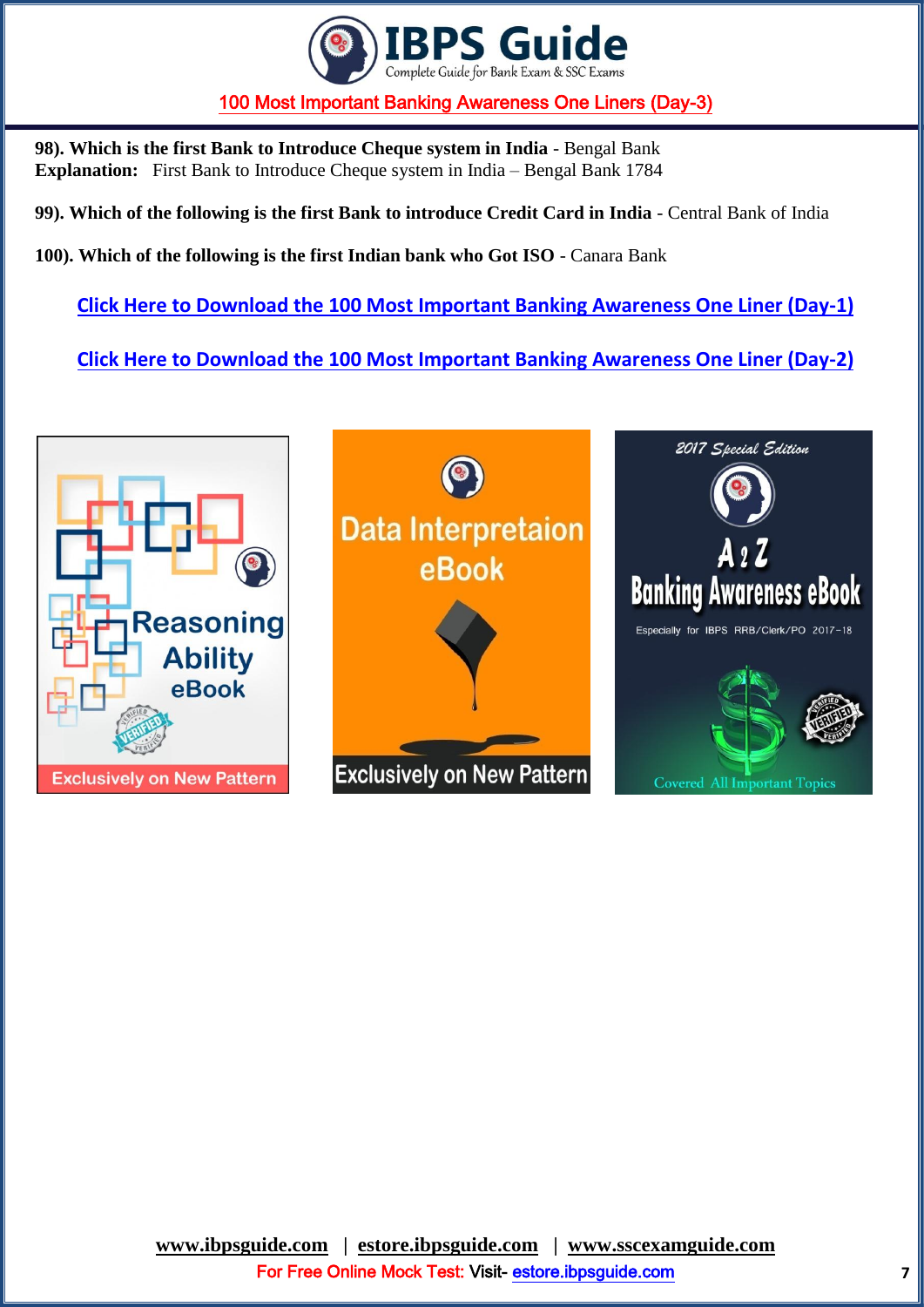**98). Which is the first Bank to Introduce Cheque system in India** - Bengal Bank
**Explanation:** First Bank to Introduce Cheque system in India – Bengal Bank 1784

**99). Which of the following is the first Bank to introduce Credit Card in India** - Central Bank of India

**100). Which of the following is the first Indian bank who Got ISO** - Canara Bank

**Click Here to Download the 100 Most Important Banking Awareness One Liner (Day-1)**

**Click Here to Download the 100 Most Important Banking Awareness One Liner (Day-2)**